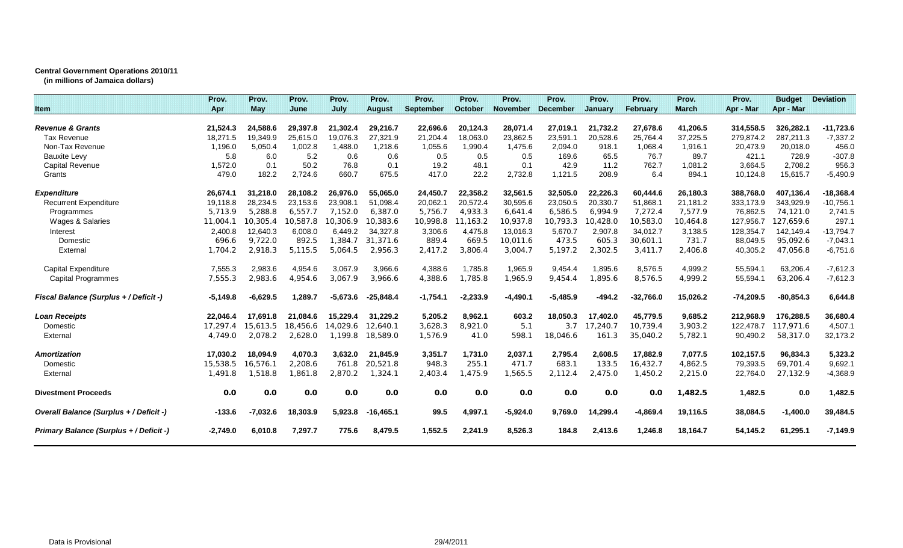**Central Government Operations 2010/11**
**(in millions of Jamaica dollars)**

| Item | Prov. Apr | Prov. May | Prov. June | Prov. July | Prov. August | Prov. September | Prov. October | Prov. November | Prov. December | Prov. January | Prov. February | Prov. March | Prov. Apr - Mar | Budget Apr - Mar | Deviation |
|---|---|---|---|---|---|---|---|---|---|---|---|---|---|---|---|
| ***Revenue & Grants*** | **21,524.3** | **24,588.6** | **29,397.8** | **21,302.4** | **29,216.7** | **22,696.6** | **20,124.3** | **28,071.4** | **27,019.1** | **21,732.2** | **27,678.6** | **41,206.5** | **314,558.5** | **326,282.1** | **-11,723.6** |
| Tax Revenue | 18,271.5 | 19,349.9 | 25,615.0 | 19,076.3 | 27,321.9 | 21,204.4 | 18,063.0 | 23,862.5 | 23,591.1 | 20,528.6 | 25,764.4 | 37,225.5 | 279,874.2 | 287,211.3 | -7,337.2 |
| Non-Tax Revenue | 1,196.0 | 5,050.4 | 1,002.8 | 1,488.0 | 1,218.6 | 1,055.6 | 1,990.4 | 1,475.6 | 2,094.0 | 918.1 | 1,068.4 | 1,916.1 | 20,473.9 | 20,018.0 | 456.0 |
| Bauxite Levy | 5.8 | 6.0 | 5.2 | 0.6 | 0.6 | 0.5 | 0.5 | 0.5 | 169.6 | 65.5 | 76.7 | 89.7 | 421.1 | 728.9 | -307.8 |
| Capital Revenue | 1,572.0 | 0.1 | 50.2 | 76.8 | 0.1 | 19.2 | 48.1 | 0.1 | 42.9 | 11.2 | 762.7 | 1,081.2 | 3,664.5 | 2,708.2 | 956.3 |
| Grants | 479.0 | 182.2 | 2,724.6 | 660.7 | 675.5 | 417.0 | 22.2 | 2,732.8 | 1,121.5 | 208.9 | 6.4 | 894.1 | 10,124.8 | 15,615.7 | -5,490.9 |
| ***Expenditure*** | **26,674.1** | **31,218.0** | **28,108.2** | **26,976.0** | **55,065.0** | **24,450.7** | **22,358.2** | **32,561.5** | **32,505.0** | **22,226.3** | **60,444.6** | **26,180.3** | **388,768.0** | **407,136.4** | **-18,368.4** |
| Recurrent Expenditure | 19,118.8 | 28,234.5 | 23,153.6 | 23,908.1 | 51,098.4 | 20,062.1 | 20,572.4 | 30,595.6 | 23,050.5 | 20,330.7 | 51,868.1 | 21,181.2 | 333,173.9 | 343,929.9 | -10,756.1 |
| Programmes | 5,713.9 | 5,288.8 | 6,557.7 | 7,152.0 | 6,387.0 | 5,756.7 | 4,933.3 | 6,641.4 | 6,586.5 | 6,994.9 | 7,272.4 | 7,577.9 | 76,862.5 | 74,121.0 | 2,741.5 |
| Wages & Salaries | 11,004.1 | 10,305.4 | 10,587.8 | 10,306.9 | 10,383.6 | 10,998.8 | 11,163.2 | 10,937.8 | 10,793.3 | 10,428.0 | 10,583.0 | 10,464.8 | 127,956.7 | 127,659.6 | 297.1 |
| Interest | 2,400.8 | 12,640.3 | 6,008.0 | 6,449.2 | 34,327.8 | 3,306.6 | 4,475.8 | 13,016.3 | 5,670.7 | 2,907.8 | 34,012.7 | 3,138.5 | 128,354.7 | 142,149.4 | -13,794.7 |
| Domestic | 696.6 | 9,722.0 | 892.5 | 1,384.7 | 31,371.6 | 889.4 | 669.5 | 10,011.6 | 473.5 | 605.3 | 30,601.1 | 731.7 | 88,049.5 | 95,092.6 | -7,043.1 |
| External | 1,704.2 | 2,918.3 | 5,115.5 | 5,064.5 | 2,956.3 | 2,417.2 | 3,806.4 | 3,004.7 | 5,197.2 | 2,302.5 | 3,411.7 | 2,406.8 | 40,305.2 | 47,056.8 | -6,751.6 |
| Capital Expenditure | 7,555.3 | 2,983.6 | 4,954.6 | 3,067.9 | 3,966.6 | 4,388.6 | 1,785.8 | 1,965.9 | 9,454.4 | 1,895.6 | 8,576.5 | 4,999.2 | 55,594.1 | 63,206.4 | -7,612.3 |
| Capital Programmes | 7,555.3 | 2,983.6 | 4,954.6 | 3,067.9 | 3,966.6 | 4,388.6 | 1,785.8 | 1,965.9 | 9,454.4 | 1,895.6 | 8,576.5 | 4,999.2 | 55,594.1 | 63,206.4 | -7,612.3 |
| ***Fiscal Balance (Surplus + / Deficit -)*** | **-5,149.8** | **-6,629.5** | **1,289.7** | **-5,673.6** | **-25,848.4** | **-1,754.1** | **-2,233.9** | **-4,490.1** | **-5,485.9** | **-494.2** | **-32,766.0** | **15,026.2** | **-74,209.5** | **-80,854.3** | **6,644.8** |
| ***Loan Receipts*** | **22,046.4** | **17,691.8** | **21,084.6** | **15,229.4** | **31,229.2** | **5,205.2** | **8,962.1** | **603.2** | **18,050.3** | **17,402.0** | **45,779.5** | **9,685.2** | **212,968.9** | **176,288.5** | **36,680.4** |
| Domestic | 17,297.4 | 15,613.5 | 18,456.6 | 14,029.6 | 12,640.1 | 3,628.3 | 8,921.0 | 5.1 | 3.7 | 17,240.7 | 10,739.4 | 3,903.2 | 122,478.7 | 117,971.6 | 4,507.1 |
| External | 4,749.0 | 2,078.2 | 2,628.0 | 1,199.8 | 18,589.0 | 1,576.9 | 41.0 | 598.1 | 18,046.6 | 161.3 | 35,040.2 | 5,782.1 | 90,490.2 | 58,317.0 | 32,173.2 |
| ***Amortization*** | **17,030.2** | **18,094.9** | **4,070.3** | **3,632.0** | **21,845.9** | **3,351.7** | **1,731.0** | **2,037.1** | **2,795.4** | **2,608.5** | **17,882.9** | **7,077.5** | **102,157.5** | **96,834.3** | **5,323.2** |
| Domestic | 15,538.5 | 16,576.1 | 2,208.6 | 761.8 | 20,521.8 | 948.3 | 255.1 | 471.7 | 683.1 | 133.5 | 16,432.7 | 4,862.5 | 79,393.5 | 69,701.4 | 9,692.1 |
| External | 1,491.8 | 1,518.8 | 1,861.8 | 2,870.2 | 1,324.1 | 2,403.4 | 1,475.9 | 1,565.5 | 2,112.4 | 2,475.0 | 1,450.2 | 2,215.0 | 22,764.0 | 27,132.9 | -4,368.9 |
| **Divestment Proceeds** | **0.0** | **0.0** | **0.0** | **0.0** | **0.0** | **0.0** | **0.0** | **0.0** | **0.0** | **0.0** | **0.0** | **1,482.5** | **1,482.5** | **0.0** | **1,482.5** |
| ***Overall Balance (Surplus + / Deficit -)*** | **-133.6** | **-7,032.6** | **18,303.9** | **5,923.8** | **-16,465.1** | **99.5** | **4,997.1** | **-5,924.0** | **9,769.0** | **14,299.4** | **-4,869.4** | **19,116.5** | **38,084.5** | **-1,400.0** | **39,484.5** |
| ***Primary Balance (Surplus + / Deficit -)*** | **-2,749.0** | **6,010.8** | **7,297.7** | **775.6** | **8,479.5** | **1,552.5** | **2,241.9** | **8,526.3** | **184.8** | **2,413.6** | **1,246.8** | **18,164.7** | **54,145.2** | **61,295.1** | **-7,149.9** |

Data is Provisional

29/4/2011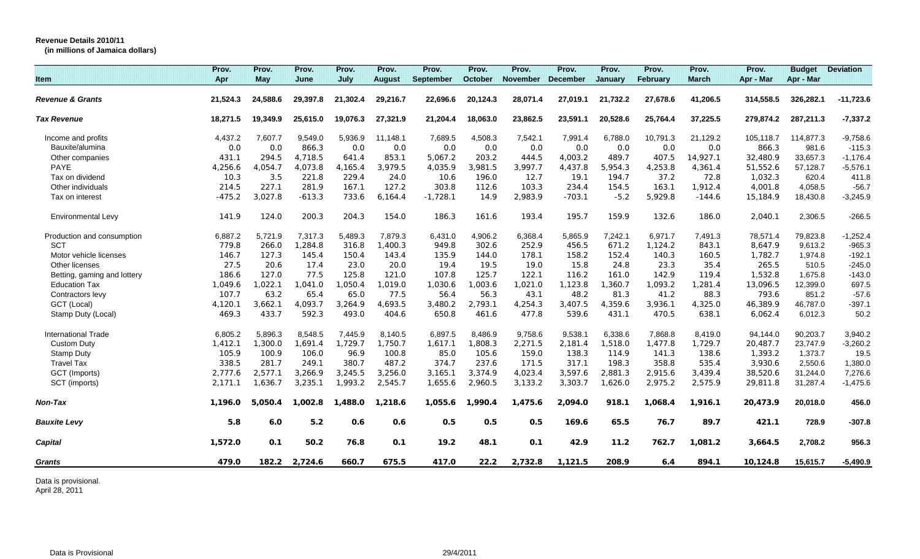**Revenue Details 2010/11**
**(in millions of Jamaica dollars)**

| Item | Prov. Apr | Prov. May | Prov. June | Prov. July | Prov. August | Prov. September | Prov. October | Prov. November | Prov. December | Prov. January | Prov. February | Prov. March | Prov. Apr - Mar | Budget Apr - Mar | Deviation |
|---|---|---|---|---|---|---|---|---|---|---|---|---|---|---|---|
| ***Revenue & Grants*** | **21,524.3** | **24,588.6** | **29,397.8** | **21,302.4** | **29,216.7** | **22,696.6** | **20,124.3** | **28,071.4** | **27,019.1** | **21,732.2** | **27,678.6** | **41,206.5** | **314,558.5** | **326,282.1** | **-11,723.6** |
| ***Tax Revenue*** | **18,271.5** | **19,349.9** | **25,615.0** | **19,076.3** | **27,321.9** | **21,204.4** | **18,063.0** | **23,862.5** | **23,591.1** | **20,528.6** | **25,764.4** | **37,225.5** | **279,874.2** | **287,211.3** | **-7,337.2** |
| Income and profits | 4,437.2 | 7,607.7 | 9,549.0 | 5,936.9 | 11,148.1 | 7,689.5 | 4,508.3 | 7,542.1 | 7,991.4 | 6,788.0 | 10,791.3 | 21,129.2 | 105,118.7 | 114,877.3 | -9,758.6 |
| Bauxite/alumina | 0.0 | 0.0 | 866.3 | 0.0 | 0.0 | 0.0 | 0.0 | 0.0 | 0.0 | 0.0 | 0.0 | 0.0 | 866.3 | 981.6 | -115.3 |
| Other companies | 431.1 | 294.5 | 4,718.5 | 641.4 | 853.1 | 5,067.2 | 203.2 | 444.5 | 4,003.2 | 489.7 | 407.5 | 14,927.1 | 32,480.9 | 33,657.3 | -1,176.4 |
| PAYE | 4,256.6 | 4,054.7 | 4,073.8 | 4,165.4 | 3,979.5 | 4,035.9 | 3,981.5 | 3,997.7 | 4,437.8 | 5,954.3 | 4,253.8 | 4,361.4 | 51,552.6 | 57,128.7 | -5,576.1 |
| Tax on dividend | 10.3 | 3.5 | 221.8 | 229.4 | 24.0 | 10.6 | 196.0 | 12.7 | 19.1 | 194.7 | 37.2 | 72.8 | 1,032.3 | 620.4 | 411.8 |
| Other individuals | 214.5 | 227.1 | 281.9 | 167.1 | 127.2 | 303.8 | 112.6 | 103.3 | 234.4 | 154.5 | 163.1 | 1,912.4 | 4,001.8 | 4,058.5 | -56.7 |
| Tax on interest | -475.2 | 3,027.8 | -613.3 | 733.6 | 6,164.4 | -1,728.1 | 14.9 | 2,983.9 | -703.1 | -5.2 | 5,929.8 | -144.6 | 15,184.9 | 18,430.8 | -3,245.9 |
| Environmental Levy | 141.9 | 124.0 | 200.3 | 204.3 | 154.0 | 186.3 | 161.6 | 193.4 | 195.7 | 159.9 | 132.6 | 186.0 | 2,040.1 | 2,306.5 | -266.5 |
| Production and consumption | 6,887.2 | 5,721.9 | 7,317.3 | 5,489.3 | 7,879.3 | 6,431.0 | 4,906.2 | 6,368.4 | 5,865.9 | 7,242.1 | 6,971.7 | 7,491.3 | 78,571.4 | 79,823.8 | -1,252.4 |
| SCT | 779.8 | 266.0 | 1,284.8 | 316.8 | 1,400.3 | 949.8 | 302.6 | 252.9 | 456.5 | 671.2 | 1,124.2 | 843.1 | 8,647.9 | 9,613.2 | -965.3 |
| Motor vehicle licenses | 146.7 | 127.3 | 145.4 | 150.4 | 143.4 | 135.9 | 144.0 | 178.1 | 158.2 | 152.4 | 140.3 | 160.5 | 1,782.7 | 1,974.8 | -192.1 |
| Other licenses | 27.5 | 20.6 | 17.4 | 23.0 | 20.0 | 19.4 | 19.5 | 19.0 | 15.8 | 24.8 | 23.3 | 35.4 | 265.5 | 510.5 | -245.0 |
| Betting, gaming and lottery | 186.6 | 127.0 | 77.5 | 125.8 | 121.0 | 107.8 | 125.7 | 122.1 | 116.2 | 161.0 | 142.9 | 119.4 | 1,532.8 | 1,675.8 | -143.0 |
| Education Tax | 1,049.6 | 1,022.1 | 1,041.0 | 1,050.4 | 1,019.0 | 1,030.6 | 1,003.6 | 1,021.0 | 1,123.8 | 1,360.7 | 1,093.2 | 1,281.4 | 13,096.5 | 12,399.0 | 697.5 |
| Contractors levy | 107.7 | 63.2 | 65.4 | 65.0 | 77.5 | 56.4 | 56.3 | 43.1 | 48.2 | 81.3 | 41.2 | 88.3 | 793.6 | 851.2 | -57.6 |
| GCT (Local) | 4,120.1 | 3,662.1 | 4,093.7 | 3,264.9 | 4,693.5 | 3,480.2 | 2,793.1 | 4,254.3 | 3,407.5 | 4,359.6 | 3,936.1 | 4,325.0 | 46,389.9 | 46,787.0 | -397.1 |
| Stamp Duty (Local) | 469.3 | 433.7 | 592.3 | 493.0 | 404.6 | 650.8 | 461.6 | 477.8 | 539.6 | 431.1 | 470.5 | 638.1 | 6,062.4 | 6,012.3 | 50.2 |
| International Trade | 6,805.2 | 5,896.3 | 8,548.5 | 7,445.9 | 8,140.5 | 6,897.5 | 8,486.9 | 9,758.6 | 9,538.1 | 6,338.6 | 7,868.8 | 8,419.0 | 94,144.0 | 90,203.7 | 3,940.2 |
| Custom Duty | 1,412.1 | 1,300.0 | 1,691.4 | 1,729.7 | 1,750.7 | 1,617.1 | 1,808.3 | 2,271.5 | 2,181.4 | 1,518.0 | 1,477.8 | 1,729.7 | 20,487.7 | 23,747.9 | -3,260.2 |
| Stamp Duty | 105.9 | 100.9 | 106.0 | 96.9 | 100.8 | 85.0 | 105.6 | 159.0 | 138.3 | 114.9 | 141.3 | 138.6 | 1,393.2 | 1,373.7 | 19.5 |
| Travel Tax | 338.5 | 281.7 | 249.1 | 380.7 | 487.2 | 374.7 | 237.6 | 171.5 | 317.1 | 198.3 | 358.8 | 535.4 | 3,930.6 | 2,550.6 | 1,380.0 |
| GCT (Imports) | 2,777.6 | 2,577.1 | 3,266.9 | 3,245.5 | 3,256.0 | 3,165.1 | 3,374.9 | 4,023.4 | 3,597.6 | 2,881.3 | 2,915.6 | 3,439.4 | 38,520.6 | 31,244.0 | 7,276.6 |
| SCT (imports) | 2,171.1 | 1,636.7 | 3,235.1 | 1,993.2 | 2,545.7 | 1,655.6 | 2,960.5 | 3,133.2 | 3,303.7 | 1,626.0 | 2,975.2 | 2,575.9 | 29,811.8 | 31,287.4 | -1,475.6 |
| ***Non-Tax*** | **1,196.0** | **5,050.4** | **1,002.8** | **1,488.0** | **1,218.6** | **1,055.6** | **1,990.4** | **1,475.6** | **2,094.0** | **918.1** | **1,068.4** | **1,916.1** | **20,473.9** | **20,018.0** | **456.0** |
| ***Bauxite Levy*** | **5.8** | **6.0** | **5.2** | **0.6** | **0.6** | **0.5** | **0.5** | **0.5** | **169.6** | **65.5** | **76.7** | **89.7** | **421.1** | **728.9** | **-307.8** |
| ***Capital*** | **1,572.0** | **0.1** | **50.2** | **76.8** | **0.1** | **19.2** | **48.1** | **0.1** | **42.9** | **11.2** | **762.7** | **1,081.2** | **3,664.5** | **2,708.2** | **956.3** |
| ***Grants*** | **479.0** | **182.2** | **2,724.6** | **660.7** | **675.5** | **417.0** | **22.2** | **2,732.8** | **1,121.5** | **208.9** | **6.4** | **894.1** | **10,124.8** | **15,615.7** | **-5,490.9** |

Data is provisional.
April 28, 2011